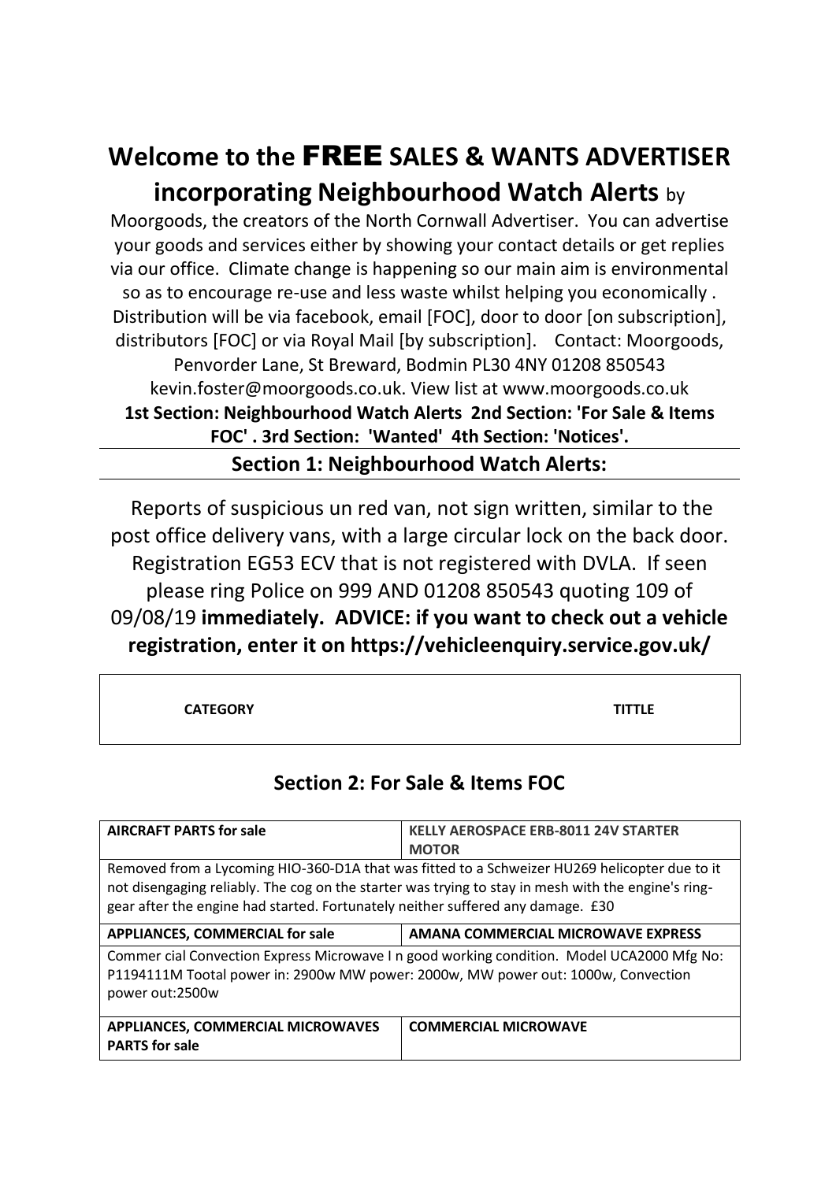# Welcome to the FREE SALES & WANTS ADVERTISER incorporating Neighbourhood Watch Alerts by

Moorgoods, the creators of the North Cornwall Advertiser. You can advertise your goods and services either by showing your contact details or get replies via our office. Climate change is happening so our main aim is environmental so as to encourage re-use and less waste whilst helping you economically . Distribution will be via facebook, email [FOC], door to door [on subscription], distributors [FOC] or via Royal Mail [by subscription]. Contact: Moorgoods, Penvorder Lane, St Breward, Bodmin PL30 4NY 01208 850543 kevin.foster@moorgoods.co.uk. View list at www.moorgoods.co.uk

**1st Section: Neighbourhood Watch Alerts 2nd Section: 'For Sale & Items FOC' . 3rd Section: 'Wanted' 4th Section: 'Notices'.**

## Section 1: Neighbourhood Watch Alerts:

Reports of suspicious un red van, not sign written, similar to the post office delivery vans, with a large circular lock on the back door. Registration EG53 ECV that is not registered with DVLA. If seen please ring Police on 999 AND 01208 850543 quoting 109 of 09/08/19 **immediately. ADVICE: if you want to check out a vehicle registration, enter it on https://vehicleenquiry.service.gov.uk/**

| CATEGORY | TITTLE |
|---|---|

## Section 2: For Sale & Items FOC

| AIRCRAFT PARTS for sale | KELLY AEROSPACE ERB-8011 24V STARTER MOTOR |
|---|---|
| Removed from a Lycoming HIO-360-D1A that was fitted to a Schweizer HU269 helicopter due to it not disengaging reliably. The cog on the starter was trying to stay in mesh with the engine's ring-gear after the engine had started. Fortunately neither suffered any damage. £30 | |
| **APPLIANCES, COMMERCIAL for sale** | **AMANA COMMERCIAL MICROWAVE EXPRESS** |
| Commer cial Convection Express Microwave I n good working condition. Model UCA2000 Mfg No: P1194111M Tootal power in: 2900w MW power: 2000w, MW power out: 1000w, Convection power out:2500w | |
| **APPLIANCES, COMMERCIAL MICROWAVES PARTS for sale** | **COMMERCIAL MICROWAVE** |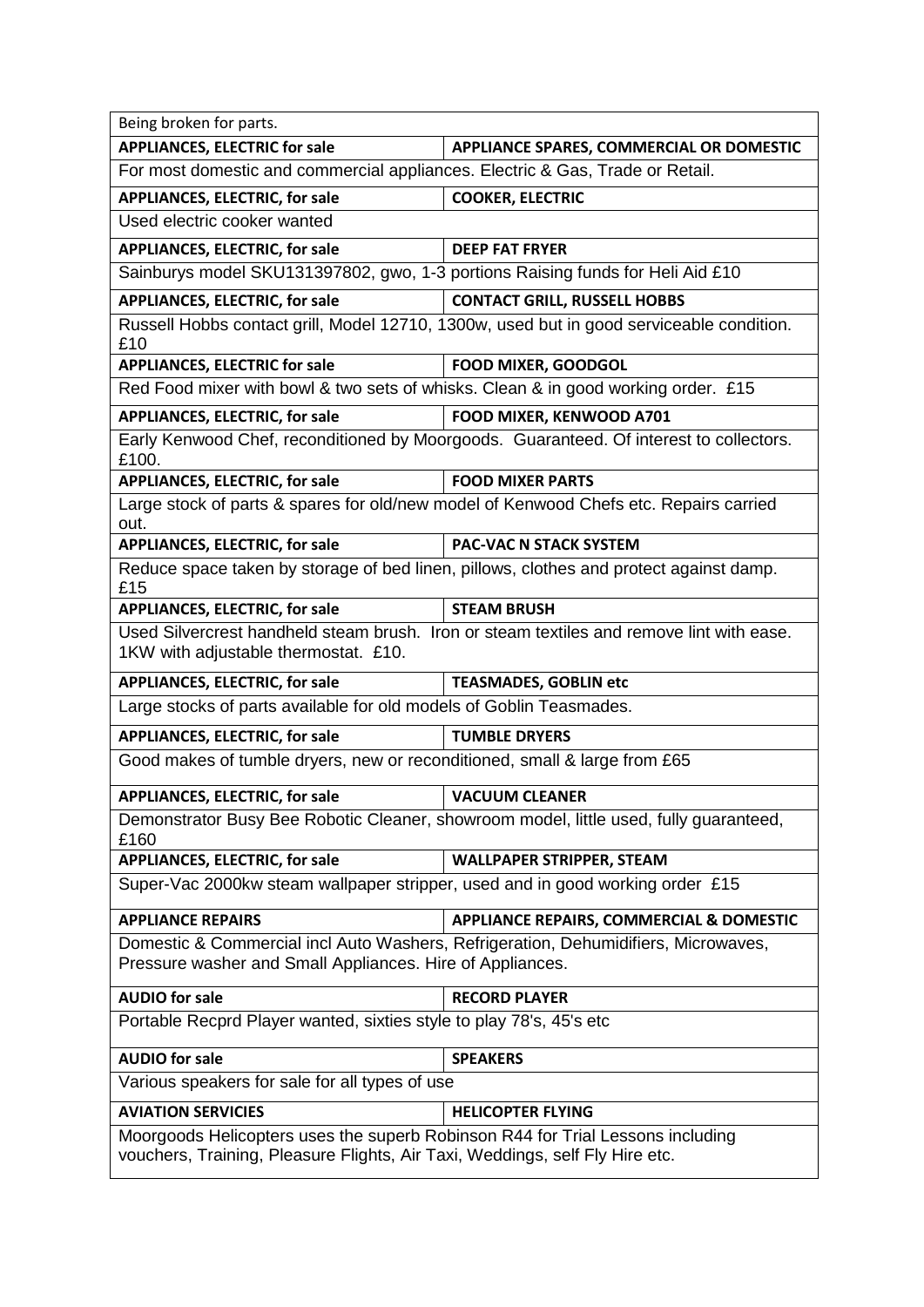| Being broken for parts. | |
|---|---|
| **APPLIANCES, ELECTRIC for sale** | **APPLIANCE SPARES, COMMERCIAL OR DOMESTIC** |
| For most domestic and commercial appliances. Electric & Gas, Trade or Retail. | |
| **APPLIANCES, ELECTRIC, for sale** | **COOKER, ELECTRIC** |
| Used electric cooker wanted | |
| **APPLIANCES, ELECTRIC, for sale** | **DEEP FAT FRYER** |
| Sainburys model SKU131397802, gwo, 1-3 portions Raising funds for Heli Aid £10 | |
| **APPLIANCES, ELECTRIC, for sale** | **CONTACT GRILL, RUSSELL HOBBS** |
| Russell Hobbs contact grill, Model 12710, 1300w, used but in good serviceable condition. £10 | |
| **APPLIANCES, ELECTRIC for sale** | **FOOD MIXER, GOODGOL** |
| Red Food mixer with bowl & two sets of whisks. Clean & in good working order. £15 | |
| **APPLIANCES, ELECTRIC, for sale** | **FOOD MIXER, KENWOOD A701** |
| Early Kenwood Chef, reconditioned by Moorgoods. Guaranteed. Of interest to collectors. £100. | |
| **APPLIANCES, ELECTRIC, for sale** | **FOOD MIXER PARTS** |
| Large stock of parts & spares for old/new model of Kenwood Chefs etc. Repairs carried out. | |
| **APPLIANCES, ELECTRIC, for sale** | **PAC-VAC N STACK SYSTEM** |
| Reduce space taken by storage of bed linen, pillows, clothes and protect against damp. £15 | |
| **APPLIANCES, ELECTRIC, for sale** | **STEAM BRUSH** |
| Used Silvercrest handheld steam brush. Iron or steam textiles and remove lint with ease. 1KW with adjustable thermostat. £10. | |
| **APPLIANCES, ELECTRIC, for sale** | **TEASMADES, GOBLIN etc** |
| Large stocks of parts available for old models of Goblin Teasmades. | |
| **APPLIANCES, ELECTRIC, for sale** | **TUMBLE DRYERS** |
| Good makes of tumble dryers, new or reconditioned, small & large from £65 | |
| **APPLIANCES, ELECTRIC, for sale** | **VACUUM CLEANER** |
| Demonstrator Busy Bee Robotic Cleaner, showroom model, little used, fully guaranteed, £160 | |
| **APPLIANCES, ELECTRIC, for sale** | **WALLPAPER STRIPPER, STEAM** |
| Super-Vac 2000kw steam wallpaper stripper, used and in good working order £15 | |
| **APPLIANCE REPAIRS** | **APPLIANCE REPAIRS, COMMERCIAL & DOMESTIC** |
| Domestic & Commercial incl Auto Washers, Refrigeration, Dehumidifiers, Microwaves, Pressure washer and Small Appliances. Hire of Appliances. | |
| **AUDIO for sale** | **RECORD PLAYER** |
| Portable Recprd Player wanted, sixties style to play 78's, 45's etc | |
| **AUDIO for sale** | **SPEAKERS** |
| Various speakers for sale for all types of use | |
| **AVIATION SERVICIES** | **HELICOPTER FLYING** |
| Moorgoods Helicopters uses the superb Robinson R44 for Trial Lessons including vouchers, Training, Pleasure Flights, Air Taxi, Weddings, self Fly Hire etc. | |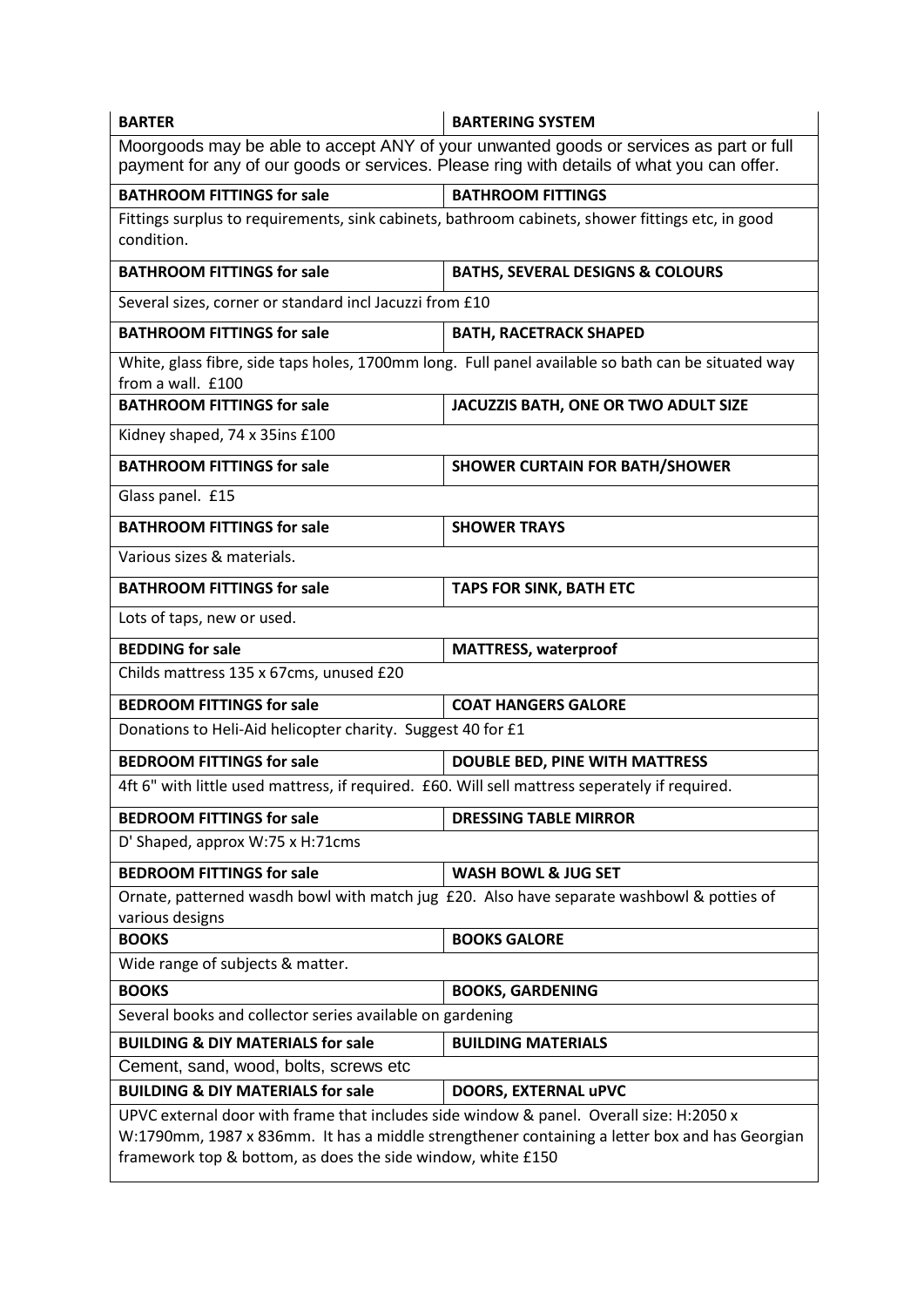| **BARTER** | **BARTERING SYSTEM** |
|---|---|
| Moorgoods may be able to accept ANY of your unwanted goods or services as part or full payment for any of our goods or services. Please ring with details of what you can offer. | |
| **BATHROOM FITTINGS for sale** | **BATHROOM FITTINGS** |
| Fittings surplus to requirements, sink cabinets, bathroom cabinets, shower fittings etc, in good condition. | |
| **BATHROOM FITTINGS for sale** | **BATHS, SEVERAL DESIGNS & COLOURS** |
| Several sizes, corner or standard incl Jacuzzi from £10 | |
| **BATHROOM FITTINGS for sale** | **BATH, RACETRACK SHAPED** |
| White, glass fibre, side taps holes, 1700mm long. Full panel available so bath can be situated way from a wall. £100 | |
| **BATHROOM FITTINGS for sale** | **JACUZZIS BATH, ONE OR TWO ADULT SIZE** |
| Kidney shaped, 74 x 35ins £100 | |
| **BATHROOM FITTINGS for sale** | **SHOWER CURTAIN FOR BATH/SHOWER** |
| Glass panel. £15 | |
| **BATHROOM FITTINGS for sale** | **SHOWER TRAYS** |
| Various sizes & materials. | |
| **BATHROOM FITTINGS for sale** | **TAPS FOR SINK, BATH ETC** |
| Lots of taps, new or used. | |
| **BEDDING for sale** | **MATTRESS, waterproof** |
| Childs mattress 135 x 67cms, unused £20 | |
| **BEDROOM FITTINGS for sale** | **COAT HANGERS GALORE** |
| Donations to Heli-Aid helicopter charity. Suggest 40 for £1 | |
| **BEDROOM FITTINGS for sale** | **DOUBLE BED, PINE WITH MATTRESS** |
| 4ft 6" with little used mattress, if required. £60. Will sell mattress seperately if required. | |
| **BEDROOM FITTINGS for sale** | **DRESSING TABLE MIRROR** |
| D' Shaped, approx W:75 x H:71cms | |
| **BEDROOM FITTINGS for sale** | **WASH BOWL & JUG SET** |
| Ornate, patterned wasdh bowl with match jug £20. Also have separate washbowl & potties of various designs | |
| **BOOKS** | **BOOKS GALORE** |
| Wide range of subjects & matter. | |
| **BOOKS** | **BOOKS, GARDENING** |
| Several books and collector series available on gardening | |
| **BUILDING & DIY MATERIALS for sale** | **BUILDING MATERIALS** |
| Cement, sand, wood, bolts, screws etc | |
| **BUILDING & DIY MATERIALS for sale** | **DOORS, EXTERNAL uPVC** |
| UPVC external door with frame that includes side window & panel. Overall size: H:2050 x W:1790mm, 1987 x 836mm. It has a middle strengthener containing a letter box and has Georgian framework top & bottom, as does the side window, white £150 | |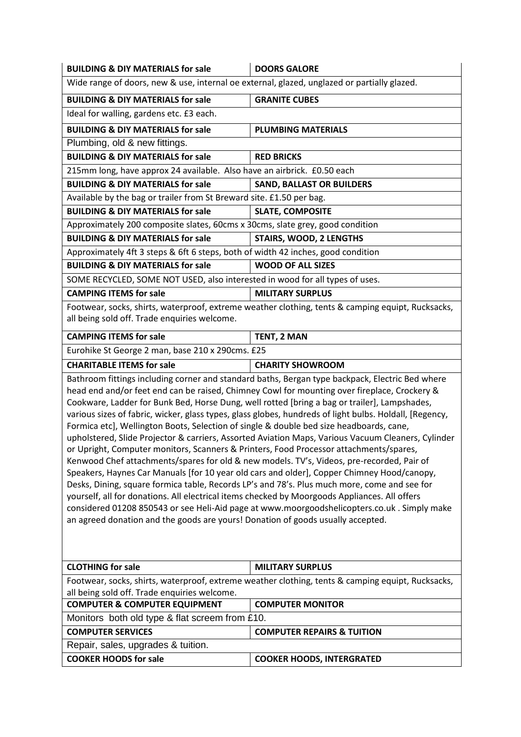| BUILDING & DIY MATERIALS for sale | DOORS GALORE |
|---|---|
| Wide range of doors, new & use, internal oe external, glazed, unglazed or partially glazed. | |
| **BUILDING & DIY MATERIALS for sale** | **GRANITE CUBES** |
| Ideal for walling, gardens etc. £3 each. | |
| **BUILDING & DIY MATERIALS for sale** | **PLUMBING MATERIALS** |
| Plumbing, old & new fittings. | |
| **BUILDING & DIY MATERIALS for sale** | **RED BRICKS** |
| 215mm long, have approx 24 available. Also have an airbrick. £0.50 each | |
| **BUILDING & DIY MATERIALS for sale** | **SAND, BALLAST OR BUILDERS** |
| Available by the bag or trailer from St Breward site. £1.50 per bag. | |
| **BUILDING & DIY MATERIALS for sale** | **SLATE, COMPOSITE** |
| Approximately 200 composite slates, 60cms x 30cms, slate grey, good condition | |
| **BUILDING & DIY MATERIALS for sale** | **STAIRS, WOOD, 2 LENGTHS** |
| Approximately 4ft 3 steps & 6ft 6 steps, both of width 42 inches, good condition | |
| **BUILDING & DIY MATERIALS for sale** | **WOOD OF ALL SIZES** |
| SOME RECYCLED, SOME NOT USED, also interested in wood for all types of uses. | |
| **CAMPING ITEMS for sale** | **MILITARY SURPLUS** |
| Footwear, socks, shirts, waterproof, extreme weather clothing, tents & camping equipt, Rucksacks, all being sold off. Trade enquiries welcome. | |
| **CAMPING ITEMS for sale** | **TENT, 2 MAN** |
| Eurohike St George 2 man, base 210 x 290cms. £25 | |
| **CHARITABLE ITEMS for sale** | **CHARITY SHOWROOM** |
| Bathroom fittings including corner and standard baths, Bergan type backpack, Electric Bed where head end and/or feet end can be raised, Chimney Cowl for mounting over fireplace, Crockery & Cookware, Ladder for Bunk Bed, Horse Dung, well rotted [bring a bag or trailer], Lampshades, various sizes of fabric, wicker, glass types, glass globes, hundreds of light bulbs. Holdall, [Regency, Formica etc], Wellington Boots, Selection of single & double bed size headboards, cane, upholstered, Slide Projector & carriers, Assorted Aviation Maps, Various Vacuum Cleaners, Cylinder or Upright, Computer monitors, Scanners & Printers, Food Processor attachments/spares, Kenwood Chef attachments/spares for old & new models. TV's, Videos, pre-recorded, Pair of Speakers, Haynes Car Manuals [for 10 year old cars and older], Copper Chimney Hood/canopy, Desks, Dining, square formica table, Records LP's and 78's. Plus much more, come and see for yourself, all for donations. All electrical items checked by Moorgoods Appliances. All offers considered 01208 850543 or see Heli-Aid page at www.moorgoodshelicopters.co.uk . Simply make an agreed donation and the goods are yours! Donation of goods usually accepted. | |
| **CLOTHING for sale** | **MILITARY SURPLUS** |
| Footwear, socks, shirts, waterproof, extreme weather clothing, tents & camping equipt, Rucksacks, all being sold off. Trade enquiries welcome. | |
| **COMPUTER & COMPUTER EQUIPMENT** | **COMPUTER MONITOR** |
| Monitors both old type & flat screem from £10. | |
| **COMPUTER SERVICES** | **COMPUTER REPAIRS & TUITION** |
| Repair, sales, upgrades & tuition. | |
| **COOKER HOODS for sale** | **COOKER HOODS, INTERGRATED** |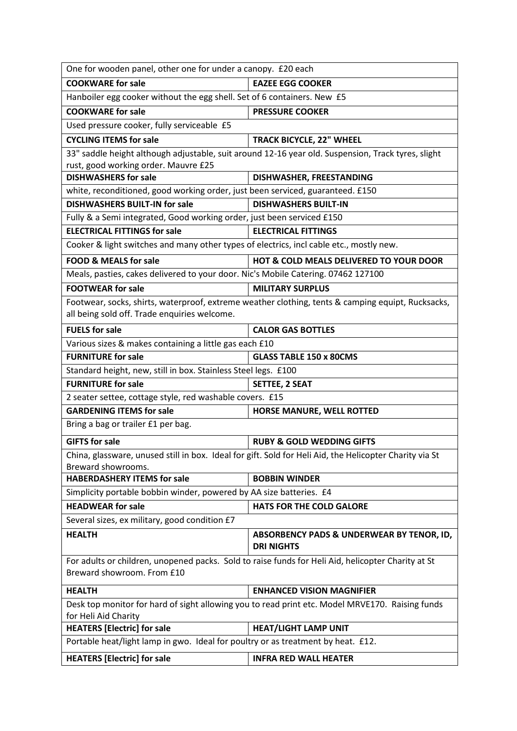| One for wooden panel, other one for under a canopy. £20 each | |
|---|---|
| **COOKWARE for sale** | **EAZEE EGG COOKER** |
| Hanboiler egg cooker without the egg shell. Set of 6 containers. New £5 | |
| **COOKWARE for sale** | **PRESSURE COOKER** |
| Used pressure cooker, fully serviceable £5 | |
| **CYCLING ITEMS for sale** | **TRACK BICYCLE, 22" WHEEL** |
| 33" saddle height although adjustable, suit around 12-16 year old. Suspension, Track tyres, slight rust, good working order. Mauvre £25 | |
| **DISHWASHERS for sale** | **DISHWASHER, FREESTANDING** |
| white, reconditioned, good working order, just been serviced, guaranteed. £150 | |
| **DISHWASHERS BUILT-IN for sale** | **DISHWASHERS BUILT-IN** |
| Fully & a Semi integrated, Good working order, just been serviced £150 | |
| **ELECTRICAL FITTINGS for sale** | **ELECTRICAL FITTINGS** |
| Cooker & light switches and many other types of electrics, incl cable etc., mostly new. | |
| **FOOD & MEALS for sale** | **HOT & COLD MEALS DELIVERED TO YOUR DOOR** |
| Meals, pasties, cakes delivered to your door. Nic's Mobile Catering. 07462 127100 | |
| **FOOTWEAR for sale** | **MILITARY SURPLUS** |
| Footwear, socks, shirts, waterproof, extreme weather clothing, tents & camping equipt, Rucksacks, all being sold off. Trade enquiries welcome. | |
| **FUELS for sale** | **CALOR GAS BOTTLES** |
| Various sizes & makes containing a little gas each £10 | |
| **FURNITURE for sale** | **GLASS TABLE 150 x 80CMS** |
| Standard height, new, still in box. Stainless Steel legs. £100 | |
| **FURNITURE for sale** | **SETTEE, 2 SEAT** |
| 2 seater settee, cottage style, red washable covers. £15 | |
| **GARDENING ITEMS for sale** | **HORSE MANURE, WELL ROTTED** |
| Bring a bag or trailer £1 per bag. | |
| **GIFTS for sale** | **RUBY & GOLD WEDDING GIFTS** |
| China, glassware, unused still in box. Ideal for gift. Sold for Heli Aid, the Helicopter Charity via St Breward showrooms. | |
| **HABERDASHERY ITEMS for sale** | **BOBBIN WINDER** |
| Simplicity portable bobbin winder, powered by AA size batteries. £4 | |
| **HEADWEAR for sale** | **HATS FOR THE COLD GALORE** |
| Several sizes, ex military, good condition £7 | |
| **HEALTH** | **ABSORBENCY PADS & UNDERWEAR BY TENOR, ID, DRI NIGHTS** |
| For adults or children, unopened packs. Sold to raise funds for Heli Aid, helicopter Charity at St Breward showroom. From £10 | |
| **HEALTH** | **ENHANCED VISION MAGNIFIER** |
| Desk top monitor for hard of sight allowing you to read print etc. Model MRVE170. Raising funds for Heli Aid Charity | |
| **HEATERS [Electric] for sale** | **HEAT/LIGHT LAMP UNIT** |
| Portable heat/light lamp in gwo. Ideal for poultry or as treatment by heat. £12. | |
| **HEATERS [Electric] for sale** | **INFRA RED WALL HEATER** |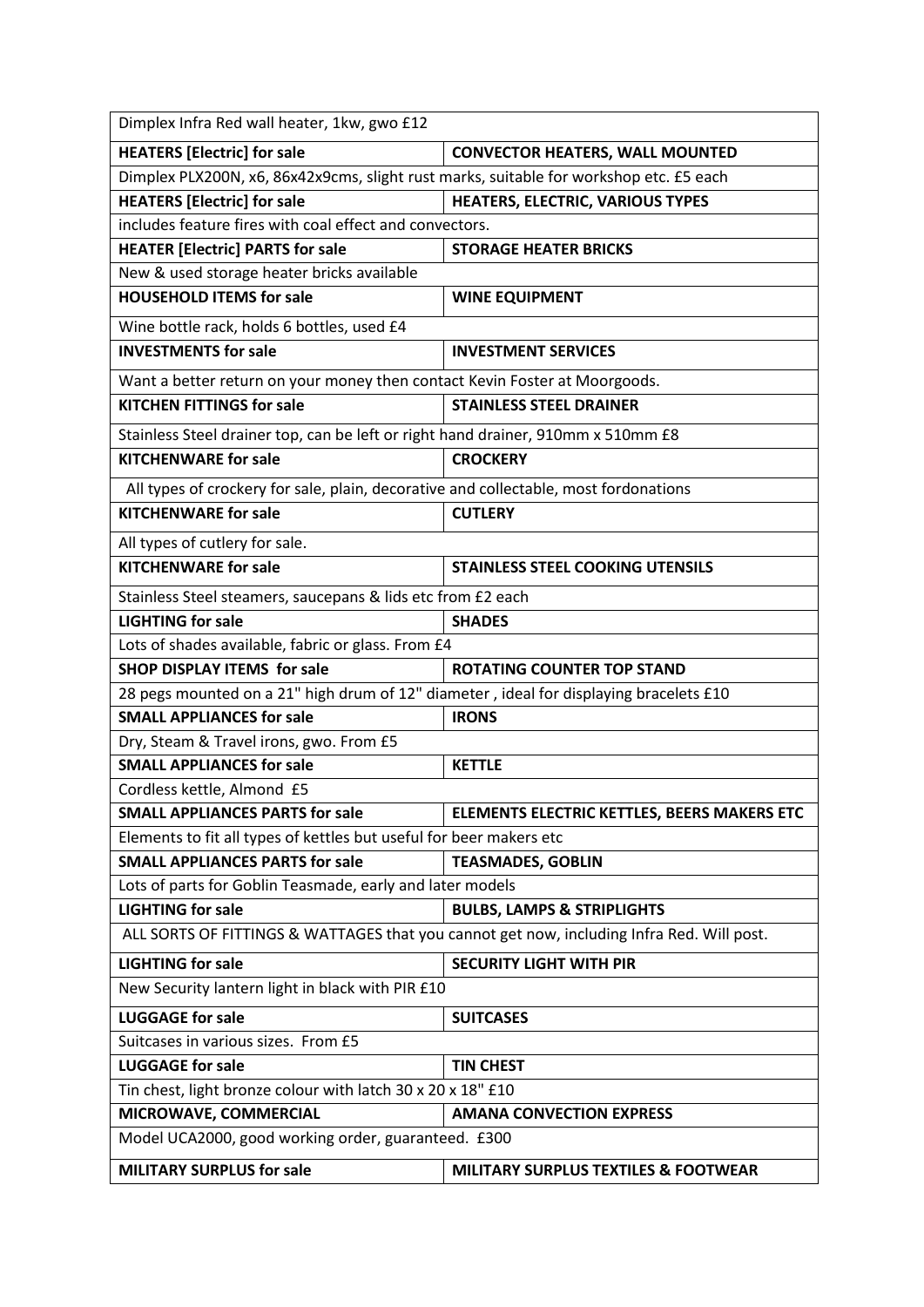| Dimplex Infra Red wall heater, 1kw, gwo £12 | |
|---|---|
| **HEATERS [Electric] for sale** | **CONVECTOR HEATERS, WALL MOUNTED** |
| Dimplex PLX200N, x6, 86x42x9cms, slight rust marks, suitable for workshop etc. £5 each | |
| **HEATERS [Electric] for sale** | **HEATERS, ELECTRIC, VARIOUS TYPES** |
| includes feature fires with coal effect and convectors. | |
| **HEATER [Electric] PARTS for sale** | **STORAGE HEATER BRICKS** |
| New & used storage heater bricks available | |
| **HOUSEHOLD ITEMS for sale** | **WINE EQUIPMENT** |
| Wine bottle rack, holds 6 bottles, used £4 | |
| **INVESTMENTS for sale** | **INVESTMENT SERVICES** |
| Want a better return on your money then contact Kevin Foster at Moorgoods. | |
| **KITCHEN FITTINGS for sale** | **STAINLESS STEEL DRAINER** |
| Stainless Steel drainer top, can be left or right hand drainer, 910mm x 510mm £8 | |
| **KITCHENWARE for sale** | **CROCKERY** |
| All types of crockery for sale, plain, decorative and collectable, most fordonations | |
| **KITCHENWARE for sale** | **CUTLERY** |
| All types of cutlery for sale. | |
| **KITCHENWARE for sale** | **STAINLESS STEEL COOKING UTENSILS** |
| Stainless Steel steamers, saucepans & lids etc from £2 each | |
| **LIGHTING for sale** | **SHADES** |
| Lots of shades available, fabric or glass. From £4 | |
| **SHOP DISPLAY ITEMS for sale** | **ROTATING COUNTER TOP STAND** |
| 28 pegs mounted on a 21" high drum of 12" diameter , ideal for displaying bracelets £10 | |
| **SMALL APPLIANCES for sale** | **IRONS** |
| Dry, Steam & Travel irons, gwo. From £5 | |
| **SMALL APPLIANCES for sale** | **KETTLE** |
| Cordless kettle, Almond £5 | |
| **SMALL APPLIANCES PARTS for sale** | **ELEMENTS ELECTRIC KETTLES, BEERS MAKERS ETC** |
| Elements to fit all types of kettles but useful for beer makers etc | |
| **SMALL APPLIANCES PARTS for sale** | **TEASMADES, GOBLIN** |
| Lots of parts for Goblin Teasmade, early and later models | |
| **LIGHTING for sale** | **BULBS, LAMPS & STRIPLIGHTS** |
| ALL SORTS OF FITTINGS & WATTAGES that you cannot get now, including Infra Red. Will post. | |
| **LIGHTING for sale** | **SECURITY LIGHT WITH PIR** |
| New Security lantern light in black with PIR £10 | |
| **LUGGAGE for sale** | **SUITCASES** |
| Suitcases in various sizes. From £5 | |
| **LUGGAGE for sale** | **TIN CHEST** |
| Tin chest, light bronze colour with latch 30 x 20 x 18" £10 | |
| **MICROWAVE, COMMERCIAL** | **AMANA CONVECTION EXPRESS** |
| Model UCA2000, good working order, guaranteed. £300 | |
| **MILITARY SURPLUS for sale** | **MILITARY SURPLUS TEXTILES & FOOTWEAR** |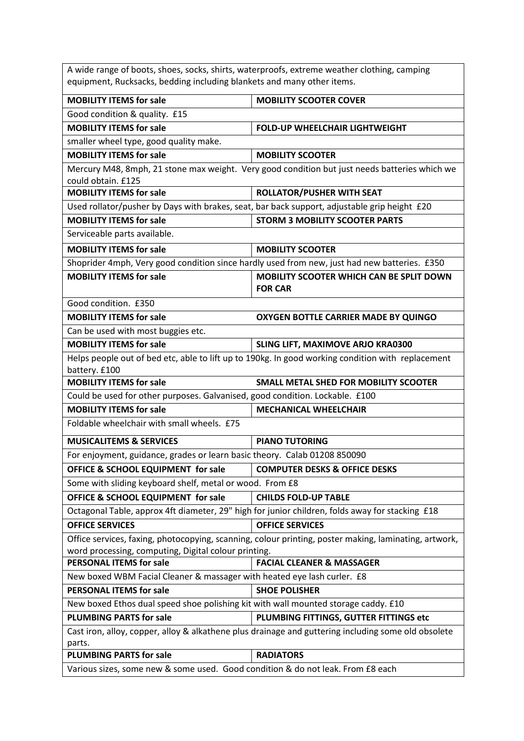| A wide range of boots, shoes, socks, shirts, waterproofs, extreme weather clothing, camping equipment, Rucksacks, bedding including blankets and many other items. | |
|---|---|
| **MOBILITY ITEMS for sale** | **MOBILITY SCOOTER COVER** |
| Good condition & quality. £15 | |
| **MOBILITY ITEMS for sale** | **FOLD-UP WHEELCHAIR LIGHTWEIGHT** |
| smaller wheel type, good quality make. | |
| **MOBILITY ITEMS for sale** | **MOBILITY SCOOTER** |
| Mercury M48, 8mph, 21 stone max weight. Very good condition but just needs batteries which we could obtain. £125 | |
| **MOBILITY ITEMS for sale** | **ROLLATOR/PUSHER WITH SEAT** |
| Used rollator/pusher by Days with brakes, seat, bar back support, adjustable grip height £20 | |
| **MOBILITY ITEMS for sale** | **STORM 3 MOBILITY SCOOTER PARTS** |
| Serviceable parts available. | |
| **MOBILITY ITEMS for sale** | **MOBILITY SCOOTER** |
| Shoprider 4mph, Very good condition since hardly used from new, just had new batteries. £350 | |
| **MOBILITY ITEMS for sale** | **MOBILITY SCOOTER WHICH CAN BE SPLIT DOWN FOR CAR** |
| Good condition. £350 | |
| **MOBILITY ITEMS for sale** | **OXYGEN BOTTLE CARRIER MADE BY QUINGO** |
| Can be used with most buggies etc. | |
| **MOBILITY ITEMS for sale** | **SLING LIFT, MAXIMOVE ARJO KRA0300** |
| Helps people out of bed etc, able to lift up to 190kg. In good working condition with replacement battery. £100 | |
| **MOBILITY ITEMS for sale** | **SMALL METAL SHED FOR MOBILITY SCOOTER** |
| Could be used for other purposes. Galvanised, good condition. Lockable. £100 | |
| **MOBILITY ITEMS for sale** | **MECHANICAL WHEELCHAIR** |
| Foldable wheelchair with small wheels. £75 | |
| **MUSICALITEMS & SERVICES** | **PIANO TUTORING** |
| For enjoyment, guidance, grades or learn basic theory. Calab 01208 850090 | |
| **OFFICE & SCHOOL EQUIPMENT for sale** | **COMPUTER DESKS & OFFICE DESKS** |
| Some with sliding keyboard shelf, metal or wood. From £8 | |
| **OFFICE & SCHOOL EQUIPMENT for sale** | **CHILDS FOLD-UP TABLE** |
| Octagonal Table, approx 4ft diameter, 29" high for junior children, folds away for stacking £18 | |
| **OFFICE SERVICES** | **OFFICE SERVICES** |
| Office services, faxing, photocopying, scanning, colour printing, poster making, laminating, artwork, word processing, computing, Digital colour printing. | |
| **PERSONAL ITEMS for sale** | **FACIAL CLEANER & MASSAGER** |
| New boxed WBM Facial Cleaner & massager with heated eye lash curler. £8 | |
| **PERSONAL ITEMS for sale** | **SHOE POLISHER** |
| New boxed Ethos dual speed shoe polishing kit with wall mounted storage caddy. £10 | |
| **PLUMBING PARTS for sale** | **PLUMBING FITTINGS, GUTTER FITTINGS etc** |
| Cast iron, alloy, copper, alloy & alkathene plus drainage and guttering including some old obsolete parts. | |
| **PLUMBING PARTS for sale** | **RADIATORS** |
| Various sizes, some new & some used. Good condition & do not leak. From £8 each | |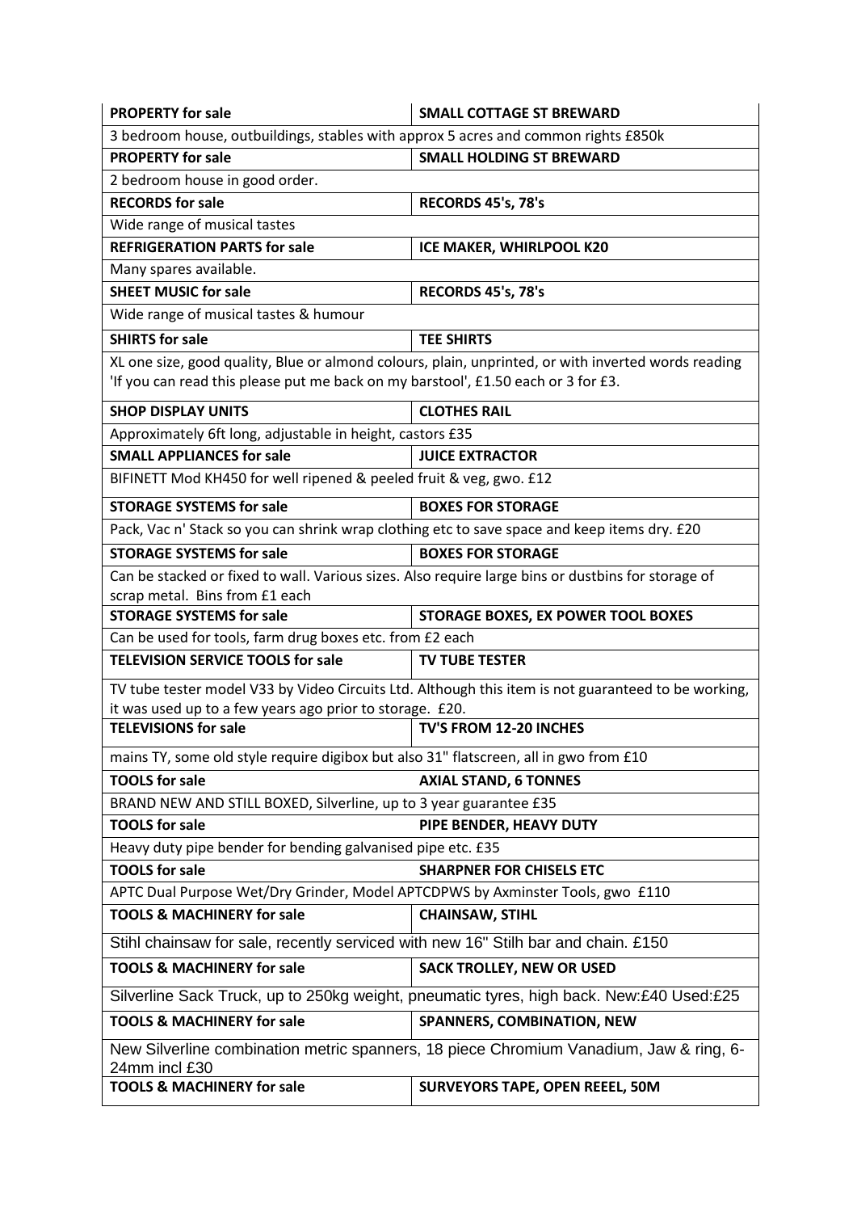| **PROPERTY for sale** | **SMALL COTTAGE ST BREWARD** |
|---|---|
| 3 bedroom house, outbuildings, stables with approx 5 acres and common rights £850k | |
| **PROPERTY for sale** | **SMALL HOLDING ST BREWARD** |
| 2 bedroom house in good order. | |
| **RECORDS for sale** | **RECORDS 45's, 78's** |
| Wide range of musical tastes | |
| **REFRIGERATION PARTS for sale** | **ICE MAKER, WHIRLPOOL K20** |
| Many spares available. | |
| **SHEET MUSIC for sale** | **RECORDS 45's, 78's** |
| Wide range of musical tastes & humour | |
| **SHIRTS for sale** | **TEE SHIRTS** |
| XL one size, good quality, Blue or almond colours, plain, unprinted, or with inverted words reading 'If you can read this please put me back on my barstool', £1.50 each or 3 for £3. | |
| **SHOP DISPLAY UNITS** | **CLOTHES RAIL** |
| Approximately 6ft long, adjustable in height, castors £35 | |
| **SMALL APPLIANCES for sale** | **JUICE EXTRACTOR** |
| BIFINETT Mod KH450 for well ripened & peeled fruit & veg, gwo. £12 | |
| **STORAGE SYSTEMS for sale** | **BOXES FOR STORAGE** |
| Pack, Vac n' Stack so you can shrink wrap clothing etc to save space and keep items dry. £20 | |
| **STORAGE SYSTEMS for sale** | **BOXES FOR STORAGE** |
| Can be stacked or fixed to wall. Various sizes. Also require large bins or dustbins for storage of scrap metal. Bins from £1 each | |
| **STORAGE SYSTEMS for sale** | **STORAGE BOXES, EX POWER TOOL BOXES** |
| Can be used for tools, farm drug boxes etc. from £2 each | |
| **TELEVISION SERVICE TOOLS for sale** | **TV TUBE TESTER** |
| TV tube tester model V33 by Video Circuits Ltd. Although this item is not guaranteed to be working, it was used up to a few years ago prior to storage. £20. | |
| **TELEVISIONS for sale** | **TV'S FROM 12-20 INCHES** |
| mains TY, some old style require digibox but also 31" flatscreen, all in gwo from £10 | |
| **TOOLS for sale** | **AXIAL STAND, 6 TONNES** |
| BRAND NEW AND STILL BOXED, Silverline, up to 3 year guarantee £35 | |
| **TOOLS for sale** | **PIPE BENDER, HEAVY DUTY** |
| Heavy duty pipe bender for bending galvanised pipe etc. £35 | |
| **TOOLS for sale** | **SHARPNER FOR CHISELS ETC** |
| APTC Dual Purpose Wet/Dry Grinder, Model APTCDPWS by Axminster Tools, gwo £110 | |
| **TOOLS & MACHINERY for sale** | **CHAINSAW, STIHL** |
| Stihl chainsaw for sale, recently serviced with new 16" Stilh bar and chain. £150 | |
| **TOOLS & MACHINERY for sale** | **SACK TROLLEY, NEW OR USED** |
| Silverline Sack Truck, up to 250kg weight, pneumatic tyres, high back. New:£40 Used:£25 | |
| **TOOLS & MACHINERY for sale** | **SPANNERS, COMBINATION, NEW** |
| New Silverline combination metric spanners, 18 piece Chromium Vanadium, Jaw & ring, 6-24mm incl £30 | |
| **TOOLS & MACHINERY for sale** | **SURVEYORS TAPE, OPEN REEEL, 50M** |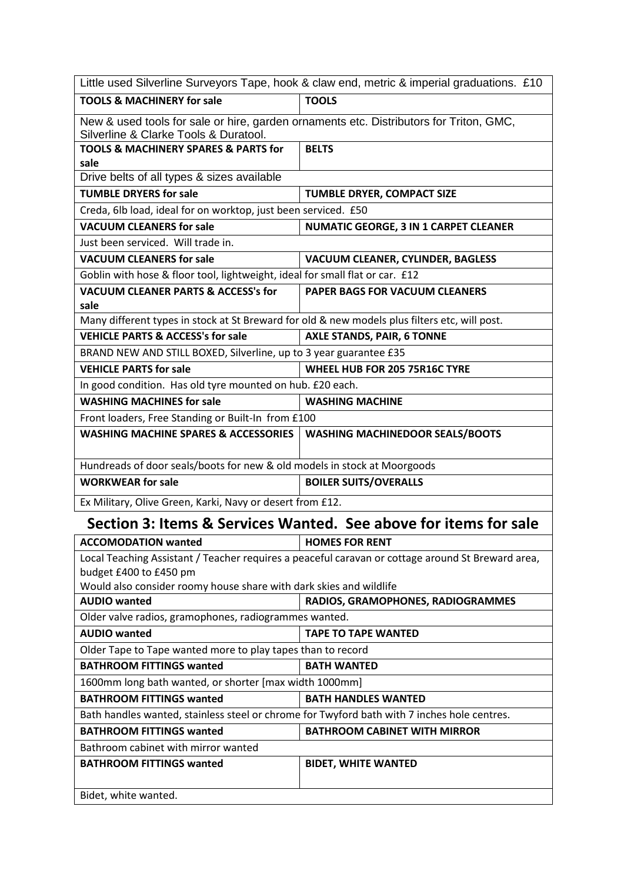| Little used Silverline Surveyors Tape, hook & claw end, metric & imperial graduations. £10 | |
|---|---|
| **TOOLS & MACHINERY for sale** | **TOOLS** |
| New & used tools for sale or hire, garden ornaments etc. Distributors for Triton, GMC, Silverline & Clarke Tools & Duratool. | |
| **TOOLS & MACHINERY SPARES & PARTS for sale** | **BELTS** |
| Drive belts of all types & sizes available | |
| **TUMBLE DRYERS for sale** | **TUMBLE DRYER, COMPACT SIZE** |
| Creda, 6lb load, ideal for on worktop, just been serviced. £50 | |
| **VACUUM CLEANERS for sale** | **NUMATIC GEORGE, 3 IN 1 CARPET CLEANER** |
| Just been serviced. Will trade in. | |
| **VACUUM CLEANERS for sale** | **VACUUM CLEANER, CYLINDER, BAGLESS** |
| Goblin with hose & floor tool, lightweight, ideal for small flat or car. £12 | |
| **VACUUM CLEANER PARTS & ACCESS's for sale** | **PAPER BAGS FOR VACUUM CLEANERS** |
| Many different types in stock at St Breward for old & new models plus filters etc, will post. | |
| **VEHICLE PARTS & ACCESS's for sale** | **AXLE STANDS, PAIR, 6 TONNE** |
| BRAND NEW AND STILL BOXED, Silverline, up to 3 year guarantee £35 | |
| **VEHICLE PARTS for sale** | **WHEEL HUB FOR 205 75R16C TYRE** |
| In good condition. Has old tyre mounted on hub. £20 each. | |
| **WASHING MACHINES for sale** | **WASHING MACHINE** |
| Front loaders, Free Standing or Built-In from £100 | |
| **WASHING MACHINE SPARES & ACCESSORIES** | **WASHING MACHINEDOOR SEALS/BOOTS** |
| Hundreads of door seals/boots for new & old models in stock at Moorgoods | |
| **WORKWEAR for sale** | **BOILER SUITS/OVERALLS** |
| Ex Military, Olive Green, Karki, Navy or desert from £12. | |

## Section 3: Items & Services Wanted. See above for items for sale

| **ACCOMODATION wanted** | **HOMES FOR RENT** |
|---|---|
| Local Teaching Assistant / Teacher requires a peaceful caravan or cottage around St Breward area, budget £400 to £450 pm<br>Would also consider roomy house share with dark skies and wildlife | |
| **AUDIO wanted** | **RADIOS, GRAMOPHONES, RADIOGRAMMES** |
| Older valve radios, gramophones, radiogrammes wanted. | |
| **AUDIO wanted** | **TAPE TO TAPE WANTED** |
| Older Tape to Tape wanted more to play tapes than to record | |
| **BATHROOM FITTINGS wanted** | **BATH WANTED** |
| 1600mm long bath wanted, or shorter [max width 1000mm] | |
| **BATHROOM FITTINGS wanted** | **BATH HANDLES WANTED** |
| Bath handles wanted, stainless steel or chrome for Twyford bath with 7 inches hole centres. | |
| **BATHROOM FITTINGS wanted** | **BATHROOM CABINET WITH MIRROR** |
| Bathroom cabinet with mirror wanted | |
| **BATHROOM FITTINGS wanted** | **BIDET, WHITE WANTED** |
| Bidet, white wanted. | |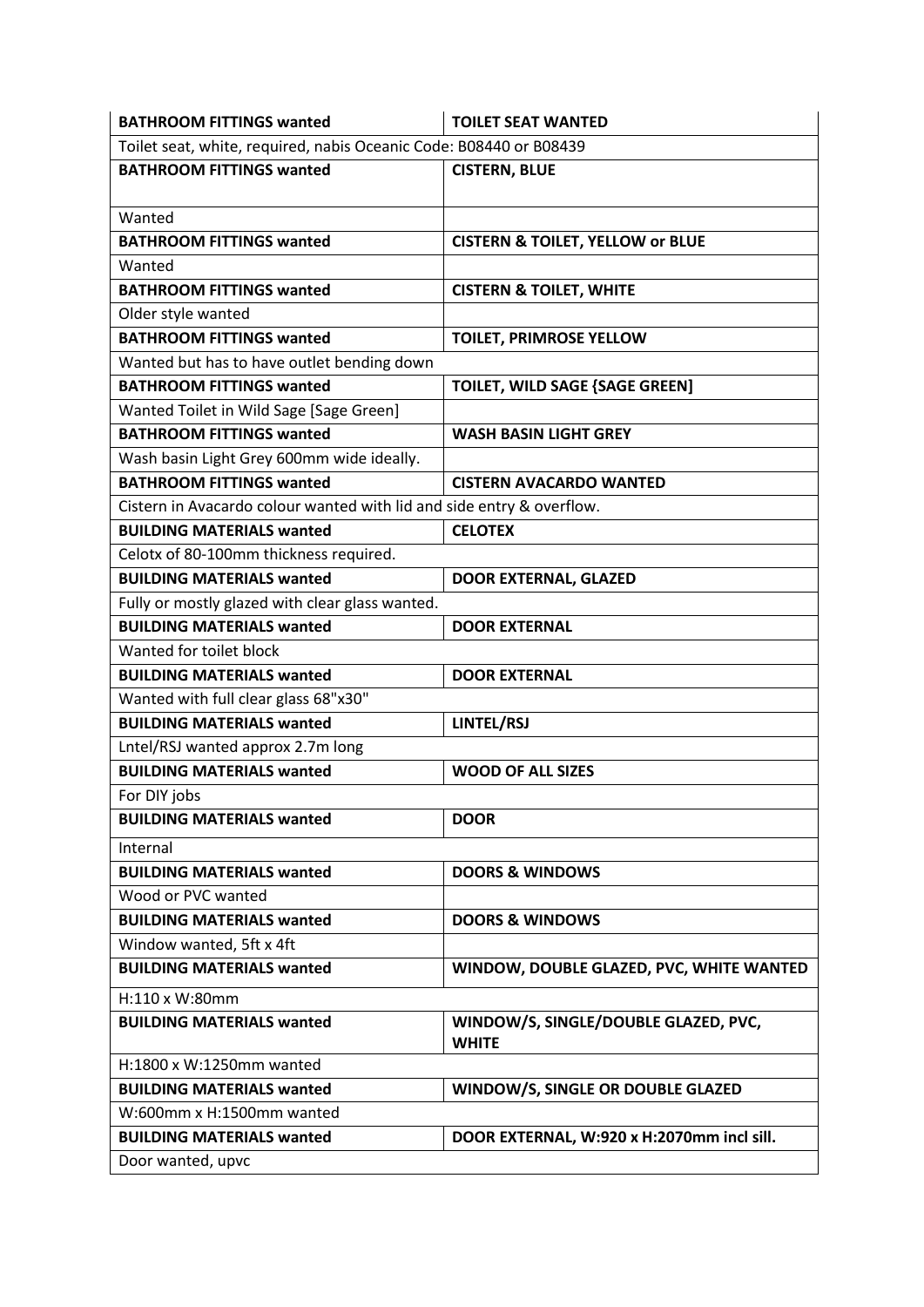| BATHROOM FITTINGS wanted | TOILET SEAT WANTED |
|---|---|
| Toilet seat, white, required, nabis Oceanic Code: B08440 or B08439 | |
| **BATHROOM FITTINGS wanted** | **CISTERN, BLUE** |
| Wanted | |
| **BATHROOM FITTINGS wanted** | **CISTERN & TOILET, YELLOW or BLUE** |
| Wanted | |
| **BATHROOM FITTINGS wanted** | **CISTERN & TOILET, WHITE** |
| Older style wanted | |
| **BATHROOM FITTINGS wanted** | **TOILET, PRIMROSE YELLOW** |
| Wanted but has to have outlet bending down | |
| **BATHROOM FITTINGS wanted** | **TOILET, WILD SAGE {SAGE GREEN]** |
| Wanted Toilet in Wild Sage [Sage Green] | |
| **BATHROOM FITTINGS wanted** | **WASH BASIN LIGHT GREY** |
| Wash basin Light Grey 600mm wide ideally. | |
| **BATHROOM FITTINGS wanted** | **CISTERN AVACARDO WANTED** |
| Cistern in Avacardo colour wanted with lid and side entry & overflow. | |
| **BUILDING MATERIALS wanted** | **CELOTEX** |
| Celotx of 80-100mm thickness required. | |
| **BUILDING MATERIALS wanted** | **DOOR EXTERNAL, GLAZED** |
| Fully or mostly glazed with clear glass wanted. | |
| **BUILDING MATERIALS wanted** | **DOOR EXTERNAL** |
| Wanted for toilet block | |
| **BUILDING MATERIALS wanted** | **DOOR EXTERNAL** |
| Wanted with full clear glass 68"x30" | |
| **BUILDING MATERIALS wanted** | **LINTEL/RSJ** |
| Lntel/RSJ wanted approx 2.7m long | |
| **BUILDING MATERIALS wanted** | **WOOD OF ALL SIZES** |
| For DIY jobs | |
| **BUILDING MATERIALS wanted** | **DOOR** |
| Internal | |
| **BUILDING MATERIALS wanted** | **DOORS & WINDOWS** |
| Wood or PVC wanted | |
| **BUILDING MATERIALS wanted** | **DOORS & WINDOWS** |
| Window wanted, 5ft x 4ft | |
| **BUILDING MATERIALS wanted** | **WINDOW, DOUBLE GLAZED, PVC, WHITE WANTED** |
| H:110 x W:80mm | |
| **BUILDING MATERIALS wanted** | **WINDOW/S, SINGLE/DOUBLE GLAZED, PVC, WHITE** |
| H:1800 x W:1250mm wanted | |
| **BUILDING MATERIALS wanted** | **WINDOW/S, SINGLE OR DOUBLE GLAZED** |
| W:600mm x H:1500mm wanted | |
| **BUILDING MATERIALS wanted** | **DOOR EXTERNAL, W:920 x H:2070mm incl sill.** |
| Door wanted, upvc | |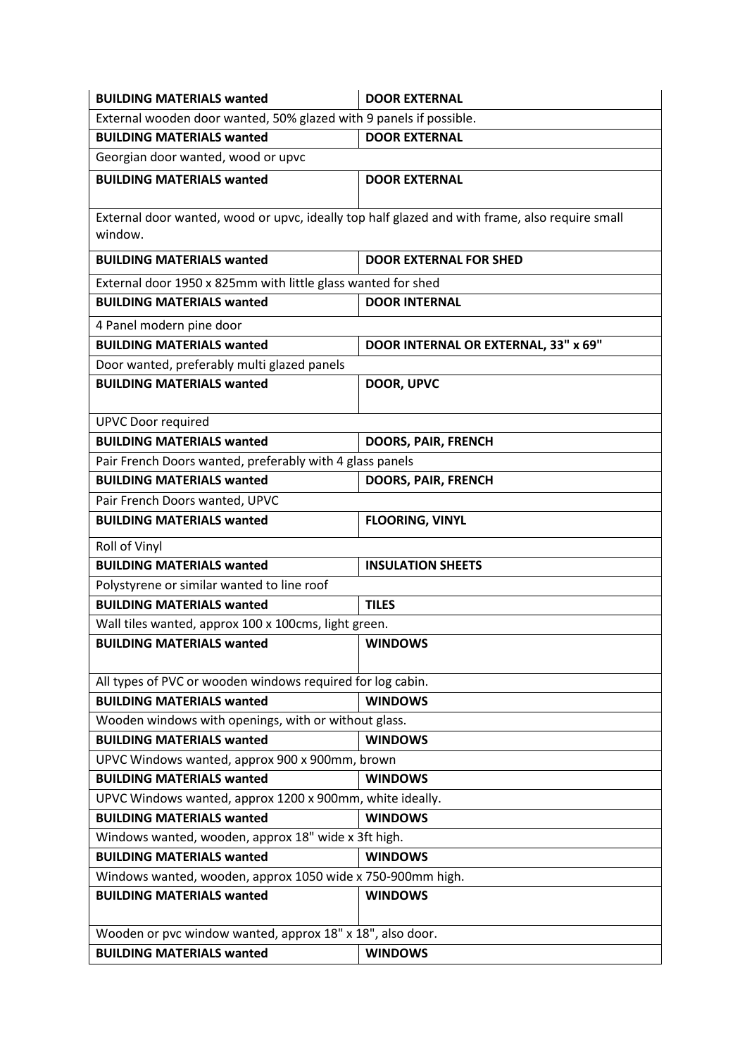| BUILDING MATERIALS wanted | DOOR EXTERNAL |
|---|---|
| External wooden door wanted, 50% glazed with 9 panels if possible. | |
| **BUILDING MATERIALS wanted** | **DOOR EXTERNAL** |
| Georgian door wanted, wood or upvc | |
| **BUILDING MATERIALS wanted** | **DOOR EXTERNAL** |
| External door wanted, wood or upvc, ideally top half glazed and with frame, also require small window. | |
| **BUILDING MATERIALS wanted** | **DOOR EXTERNAL FOR SHED** |
| External door 1950 x 825mm with little glass wanted for shed | |
| **BUILDING MATERIALS wanted** | **DOOR INTERNAL** |
| 4 Panel modern pine door | |
| **BUILDING MATERIALS wanted** | **DOOR INTERNAL OR EXTERNAL, 33" x 69"** |
| Door wanted, preferably multi glazed panels | |
| **BUILDING MATERIALS wanted** | **DOOR, UPVC** |
| UPVC Door required | |
| **BUILDING MATERIALS wanted** | **DOORS, PAIR, FRENCH** |
| Pair French Doors wanted, preferably with 4 glass panels | |
| **BUILDING MATERIALS wanted** | **DOORS, PAIR, FRENCH** |
| Pair French Doors wanted, UPVC | |
| **BUILDING MATERIALS wanted** | **FLOORING, VINYL** |
| Roll of Vinyl | |
| **BUILDING MATERIALS wanted** | **INSULATION SHEETS** |
| Polystyrene or similar wanted to line roof | |
| **BUILDING MATERIALS wanted** | **TILES** |
| Wall tiles wanted, approx 100 x 100cms, light green. | |
| **BUILDING MATERIALS wanted** | **WINDOWS** |
| All types of PVC or wooden windows required for log cabin. | |
| **BUILDING MATERIALS wanted** | **WINDOWS** |
| Wooden windows with openings, with or without glass. | |
| **BUILDING MATERIALS wanted** | **WINDOWS** |
| UPVC Windows wanted, approx 900 x 900mm, brown | |
| **BUILDING MATERIALS wanted** | **WINDOWS** |
| UPVC Windows wanted, approx 1200 x 900mm, white ideally. | |
| **BUILDING MATERIALS wanted** | **WINDOWS** |
| Windows wanted, wooden, approx 18" wide x 3ft high. | |
| **BUILDING MATERIALS wanted** | **WINDOWS** |
| Windows wanted, wooden, approx 1050 wide x 750-900mm high. | |
| **BUILDING MATERIALS wanted** | **WINDOWS** |
| Wooden or pvc window wanted, approx 18" x 18", also door. | |
| **BUILDING MATERIALS wanted** | **WINDOWS** |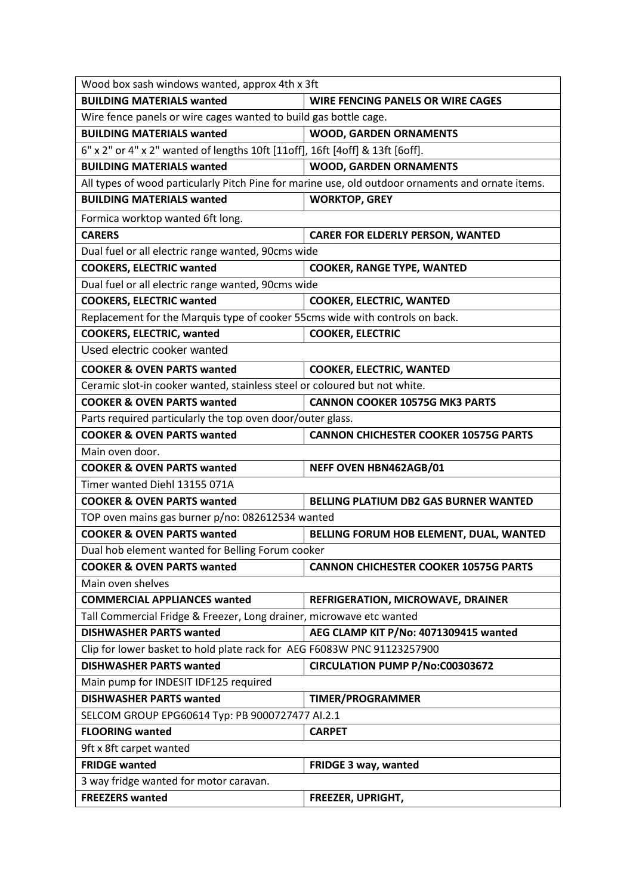| Wood box sash windows wanted, approx 4th x 3ft | |
|---|---|
| **BUILDING MATERIALS wanted** | **WIRE FENCING PANELS OR WIRE CAGES** |
| Wire fence panels or wire cages wanted to build gas bottle cage. | |
| **BUILDING MATERIALS wanted** | **WOOD, GARDEN ORNAMENTS** |
| 6" x 2" or 4" x 2" wanted of lengths 10ft [11off], 16ft [4off] & 13ft [6off]. | |
| **BUILDING MATERIALS wanted** | **WOOD, GARDEN ORNAMENTS** |
| All types of wood particularly Pitch Pine for marine use, old outdoor ornaments and ornate items. | |
| **BUILDING MATERIALS wanted** | **WORKTOP, GREY** |
| Formica worktop wanted 6ft long. | |
| **CARERS** | **CARER FOR ELDERLY PERSON, WANTED** |
| Dual fuel or all electric range wanted, 90cms wide | |
| **COOKERS, ELECTRIC wanted** | **COOKER, RANGE TYPE, WANTED** |
| Dual fuel or all electric range wanted, 90cms wide | |
| **COOKERS, ELECTRIC wanted** | **COOKER, ELECTRIC, WANTED** |
| Replacement for the Marquis type of cooker 55cms wide with controls on back. | |
| **COOKERS, ELECTRIC, wanted** | **COOKER, ELECTRIC** |
| Used electric cooker wanted | |
| **COOKER & OVEN PARTS wanted** | **COOKER, ELECTRIC, WANTED** |
| Ceramic slot-in cooker wanted, stainless steel or coloured but not white. | |
| **COOKER & OVEN PARTS wanted** | **CANNON COOKER 10575G MK3 PARTS** |
| Parts required particularly the top oven door/outer glass. | |
| **COOKER & OVEN PARTS wanted** | **CANNON CHICHESTER COOKER 10575G PARTS** |
| Main oven door. | |
| **COOKER & OVEN PARTS wanted** | **NEFF OVEN HBN462AGB/01** |
| Timer wanted Diehl 13155 071A | |
| **COOKER & OVEN PARTS wanted** | **BELLING PLATIUM DB2 GAS BURNER WANTED** |
| TOP oven mains gas burner p/no: 082612534 wanted | |
| **COOKER & OVEN PARTS wanted** | **BELLING FORUM HOB ELEMENT, DUAL, WANTED** |
| Dual hob element wanted for Belling Forum cooker | |
| **COOKER & OVEN PARTS wanted** | **CANNON CHICHESTER COOKER 10575G PARTS** |
| Main oven shelves | |
| **COMMERCIAL APPLIANCES wanted** | **REFRIGERATION, MICROWAVE, DRAINER** |
| Tall Commercial Fridge & Freezer, Long drainer, microwave etc wanted | |
| **DISHWASHER PARTS wanted** | **AEG CLAMP KIT P/No: 4071309415 wanted** |
| Clip for lower basket to hold plate rack for AEG F6083W PNC 91123257900 | |
| **DISHWASHER PARTS wanted** | **CIRCULATION PUMP P/No:C00303672** |
| Main pump for INDESIT IDF125 required | |
| **DISHWASHER PARTS wanted** | **TIMER/PROGRAMMER** |
| SELCOM GROUP EPG60614 Typ: PB 9000727477 AI.2.1 | |
| **FLOORING wanted** | **CARPET** |
| 9ft x 8ft carpet wanted | |
| **FRIDGE wanted** | **FRIDGE 3 way, wanted** |
| 3 way fridge wanted for motor caravan. | |
| **FREEZERS wanted** | **FREEZER, UPRIGHT,** |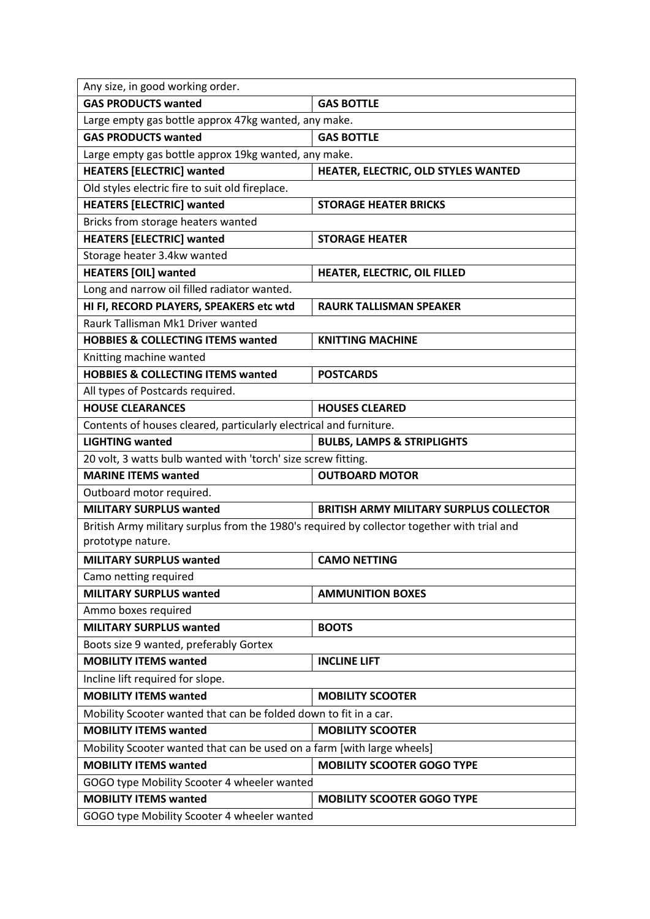| Any size, in good working order. | |
|---|---|
| **GAS PRODUCTS wanted** | **GAS BOTTLE** |
| Large empty gas bottle approx 47kg wanted, any make. | |
| **GAS PRODUCTS wanted** | **GAS BOTTLE** |
| Large empty gas bottle approx 19kg wanted, any make. | |
| **HEATERS [ELECTRIC] wanted** | **HEATER, ELECTRIC, OLD STYLES WANTED** |
| Old styles electric fire to suit old fireplace. | |
| **HEATERS [ELECTRIC] wanted** | **STORAGE HEATER BRICKS** |
| Bricks from storage heaters wanted | |
| **HEATERS [ELECTRIC] wanted** | **STORAGE HEATER** |
| Storage heater 3.4kw wanted | |
| **HEATERS [OIL] wanted** | **HEATER, ELECTRIC, OIL FILLED** |
| Long and narrow oil filled radiator wanted. | |
| **HI FI, RECORD PLAYERS, SPEAKERS etc wtd** | **RAURK TALLISMAN SPEAKER** |
| Raurk Tallisman Mk1 Driver wanted | |
| **HOBBIES & COLLECTING ITEMS wanted** | **KNITTING MACHINE** |
| Knitting machine wanted | |
| **HOBBIES & COLLECTING ITEMS wanted** | **POSTCARDS** |
| All types of Postcards required. | |
| **HOUSE CLEARANCES** | **HOUSES CLEARED** |
| Contents of houses cleared, particularly electrical and furniture. | |
| **LIGHTING wanted** | **BULBS, LAMPS & STRIPLIGHTS** |
| 20 volt, 3 watts bulb wanted with 'torch' size screw fitting. | |
| **MARINE ITEMS wanted** | **OUTBOARD MOTOR** |
| Outboard motor required. | |
| **MILITARY SURPLUS wanted** | **BRITISH ARMY MILITARY SURPLUS COLLECTOR** |
| British Army military surplus from the 1980's required by collector together with trial and prototype nature. | |
| **MILITARY SURPLUS wanted** | **CAMO NETTING** |
| Camo netting required | |
| **MILITARY SURPLUS wanted** | **AMMUNITION BOXES** |
| Ammo boxes required | |
| **MILITARY SURPLUS wanted** | **BOOTS** |
| Boots size 9 wanted, preferably Gortex | |
| **MOBILITY ITEMS wanted** | **INCLINE LIFT** |
| Incline lift required for slope. | |
| **MOBILITY ITEMS wanted** | **MOBILITY SCOOTER** |
| Mobility Scooter wanted that can be folded down to fit in a car. | |
| **MOBILITY ITEMS wanted** | **MOBILITY SCOOTER** |
| Mobility Scooter wanted that can be used on a farm [with large wheels] | |
| **MOBILITY ITEMS wanted** | **MOBILITY SCOOTER GOGO TYPE** |
| GOGO type Mobility Scooter 4 wheeler wanted | |
| **MOBILITY ITEMS wanted** | **MOBILITY SCOOTER GOGO TYPE** |
| GOGO type Mobility Scooter 4 wheeler wanted | |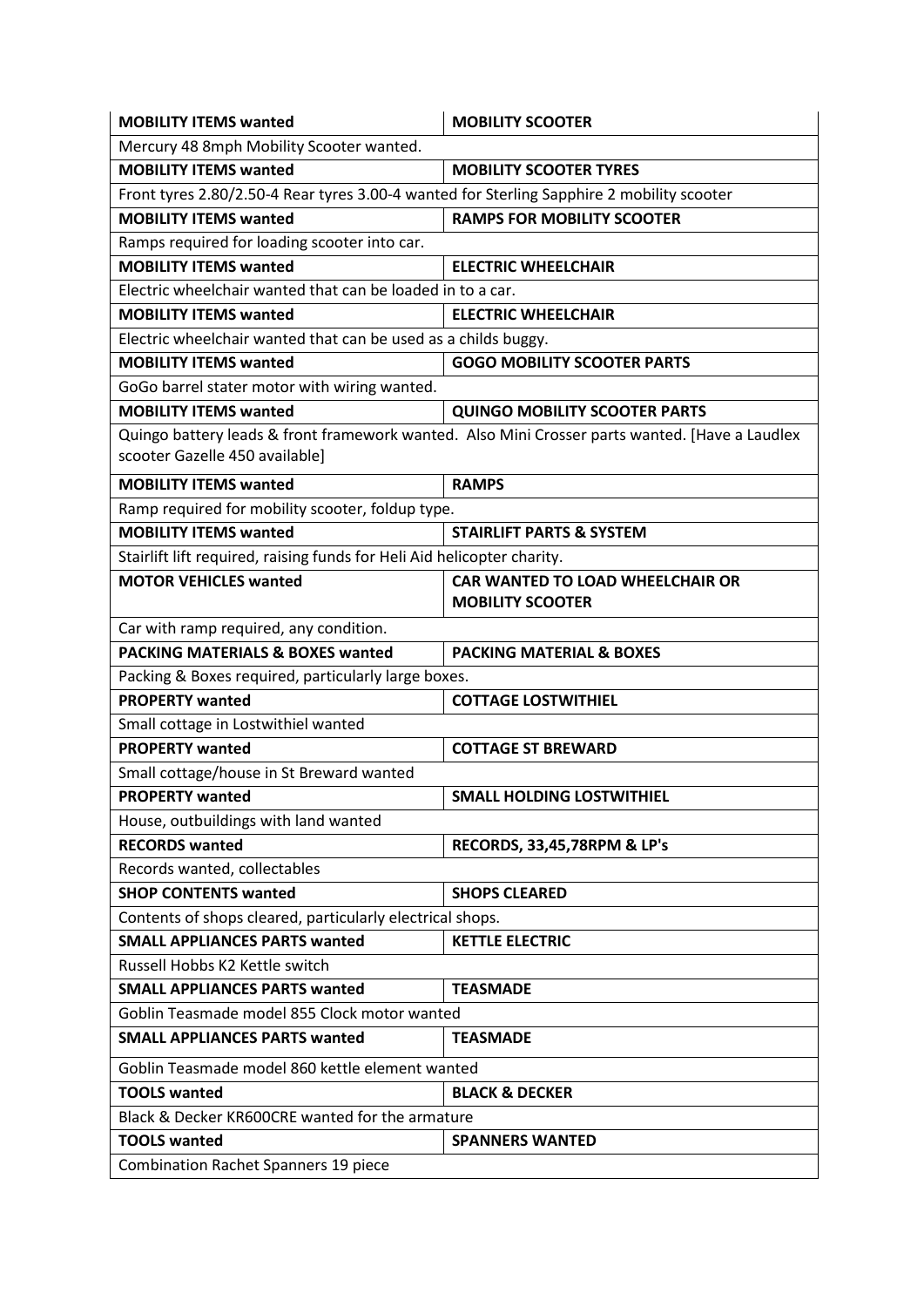| **MOBILITY ITEMS wanted** | **MOBILITY SCOOTER** |
|---|---|
| Mercury 48 8mph Mobility Scooter wanted. | |
| **MOBILITY ITEMS wanted** | **MOBILITY SCOOTER TYRES** |
| Front tyres 2.80/2.50-4 Rear tyres 3.00-4 wanted for Sterling Sapphire 2 mobility scooter | |
| **MOBILITY ITEMS wanted** | **RAMPS FOR MOBILITY SCOOTER** |
| Ramps required for loading scooter into car. | |
| **MOBILITY ITEMS wanted** | **ELECTRIC WHEELCHAIR** |
| Electric wheelchair wanted that can be loaded in to a car. | |
| **MOBILITY ITEMS wanted** | **ELECTRIC WHEELCHAIR** |
| Electric wheelchair wanted that can be used as a childs buggy. | |
| **MOBILITY ITEMS wanted** | **GOGO MOBILITY SCOOTER PARTS** |
| GoGo barrel stater motor with wiring wanted. | |
| **MOBILITY ITEMS wanted** | **QUINGO MOBILITY SCOOTER PARTS** |
| Quingo battery leads & front framework wanted. Also Mini Crosser parts wanted. [Have a Laudlex scooter Gazelle 450 available] | |
| **MOBILITY ITEMS wanted** | **RAMPS** |
| Ramp required for mobility scooter, foldup type. | |
| **MOBILITY ITEMS wanted** | **STAIRLIFT PARTS & SYSTEM** |
| Stairlift lift required, raising funds for Heli Aid helicopter charity. | |
| **MOTOR VEHICLES wanted** | **CAR WANTED TO LOAD WHEELCHAIR OR MOBILITY SCOOTER** |
| Car with ramp required, any condition. | |
| **PACKING MATERIALS & BOXES wanted** | **PACKING MATERIAL & BOXES** |
| Packing & Boxes required, particularly large boxes. | |
| **PROPERTY wanted** | **COTTAGE LOSTWITHIEL** |
| Small cottage in Lostwithiel wanted | |
| **PROPERTY wanted** | **COTTAGE ST BREWARD** |
| Small cottage/house in St Breward wanted | |
| **PROPERTY wanted** | **SMALL HOLDING LOSTWITHIEL** |
| House, outbuildings with land wanted | |
| **RECORDS wanted** | **RECORDS, 33,45,78RPM & LP's** |
| Records wanted, collectables | |
| **SHOP CONTENTS wanted** | **SHOPS CLEARED** |
| Contents of shops cleared, particularly electrical shops. | |
| **SMALL APPLIANCES PARTS wanted** | **KETTLE ELECTRIC** |
| Russell Hobbs K2 Kettle switch | |
| **SMALL APPLIANCES PARTS wanted** | **TEASMADE** |
| Goblin Teasmade model 855 Clock motor wanted | |
| **SMALL APPLIANCES PARTS wanted** | **TEASMADE** |
| Goblin Teasmade model 860 kettle element wanted | |
| **TOOLS wanted** | **BLACK & DECKER** |
| Black & Decker KR600CRE wanted for the armature | |
| **TOOLS wanted** | **SPANNERS WANTED** |
| Combination Rachet Spanners 19 piece | |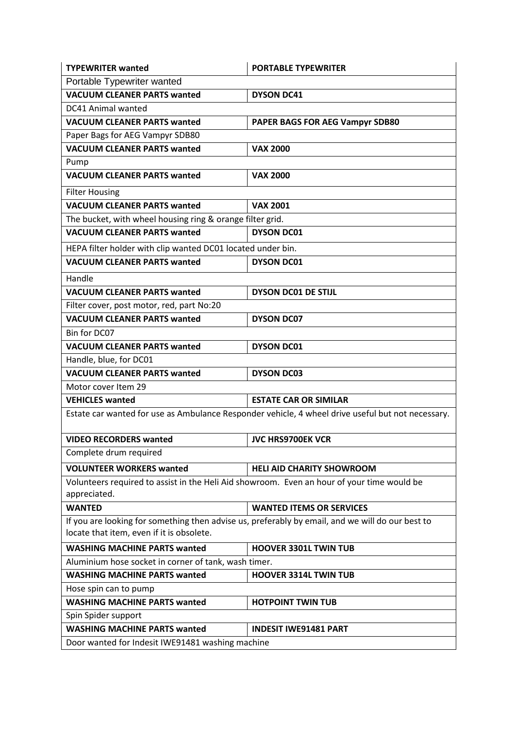| **TYPEWRITER wanted** | **PORTABLE TYPEWRITER** |
|---|---|
| Portable Typewriter wanted | |
| **VACUUM CLEANER PARTS wanted** | **DYSON DC41** |
| DC41 Animal wanted | |
| **VACUUM CLEANER PARTS wanted** | **PAPER BAGS FOR AEG Vampyr SDB80** |
| Paper Bags for AEG Vampyr SDB80 | |
| **VACUUM CLEANER PARTS wanted** | **VAX 2000** |
| Pump | |
| **VACUUM CLEANER PARTS wanted** | **VAX 2000** |
| Filter Housing | |
| **VACUUM CLEANER PARTS wanted** | **VAX 2001** |
| The bucket, with wheel housing ring & orange filter grid. | |
| **VACUUM CLEANER PARTS wanted** | **DYSON DC01** |
| HEPA filter holder with clip wanted DC01 located under bin. | |
| **VACUUM CLEANER PARTS wanted** | **DYSON DC01** |
| Handle | |
| **VACUUM CLEANER PARTS wanted** | **DYSON DC01 DE STIJL** |
| Filter cover, post motor, red, part No:20 | |
| **VACUUM CLEANER PARTS wanted** | **DYSON DC07** |
| Bin for DC07 | |
| **VACUUM CLEANER PARTS wanted** | **DYSON DC01** |
| Handle, blue, for DC01 | |
| **VACUUM CLEANER PARTS wanted** | **DYSON DC03** |
| Motor cover Item 29 | |
| **VEHICLES wanted** | **ESTATE CAR OR SIMILAR** |
| Estate car wanted for use as Ambulance Responder vehicle, 4 wheel drive useful but not necessary. | |
| **VIDEO RECORDERS wanted** | **JVC HRS9700EK VCR** |
| Complete drum required | |
| **VOLUNTEER WORKERS wanted** | **HELI AID CHARITY SHOWROOM** |
| Volunteers required to assist in the Heli Aid showroom. Even an hour of your time would be appreciated. | |
| **WANTED** | **WANTED ITEMS OR SERVICES** |
| If you are looking for something then advise us, preferably by email, and we will do our best to locate that item, even if it is obsolete. | |
| **WASHING MACHINE PARTS wanted** | **HOOVER 3301L TWIN TUB** |
| Aluminium hose socket in corner of tank, wash timer. | |
| **WASHING MACHINE PARTS wanted** | **HOOVER 3314L TWIN TUB** |
| Hose spin can to pump | |
| **WASHING MACHINE PARTS wanted** | **HOTPOINT TWIN TUB** |
| Spin Spider support | |
| **WASHING MACHINE PARTS wanted** | **INDESIT IWE91481 PART** |
| Door wanted for Indesit IWE91481 washing machine | |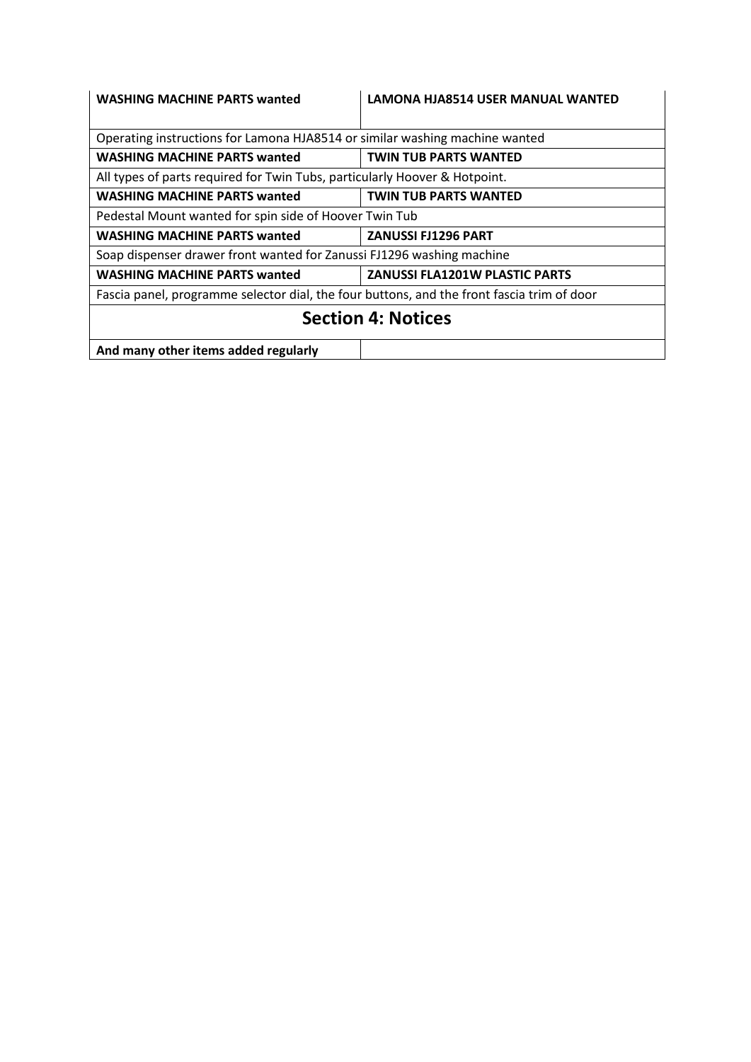| | |
|---|---|
| **WASHING MACHINE PARTS wanted** | **LAMONA HJA8514 USER MANUAL WANTED** |
| Operating instructions for Lamona HJA8514 or similar washing machine wanted | |
| **WASHING MACHINE PARTS wanted** | **TWIN TUB PARTS WANTED** |
| All types of parts required for Twin Tubs, particularly Hoover & Hotpoint. | |
| **WASHING MACHINE PARTS wanted** | **TWIN TUB PARTS WANTED** |
| Pedestal Mount wanted for spin side of Hoover Twin Tub | |
| **WASHING MACHINE PARTS wanted** | **ZANUSSI FJ1296 PART** |
| Soap dispenser drawer front wanted for Zanussi FJ1296 washing machine | |
| **WASHING MACHINE PARTS wanted** | **ZANUSSI FLA1201W PLASTIC PARTS** |
| Fascia panel, programme selector dial, the four buttons, and the front fascia trim of door | |

## Section 4: Notices

| | |
|---|---|
| **And many other items added regularly** | |